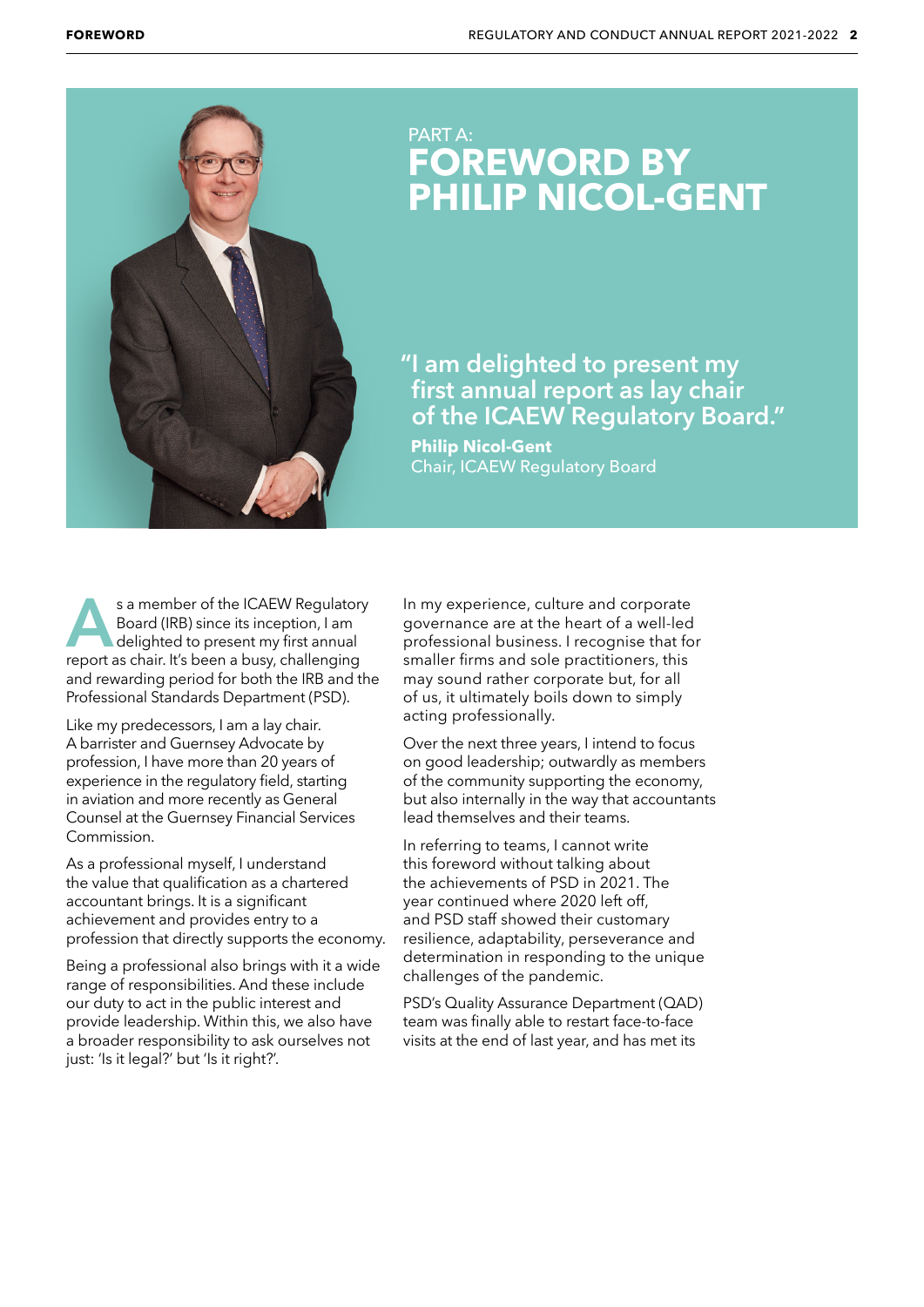PART A:

# FOREWORD BY PHILIP NICOL-GENT

"I am delighted to present my first annual report as lay chair of the ICAEW Regulatory Board."

**Philip Nicol-Gent**
Chair, ICAEW Regulatory Board

As a member of the ICAEW Regulatory Board (IRB) since its inception, I am delighted to present my first annual report as chair. It's been a busy, challenging and rewarding period for both the IRB and the Professional Standards Department (PSD).

Like my predecessors, I am a lay chair. A barrister and Guernsey Advocate by profession, I have more than 20 years of experience in the regulatory field, starting in aviation and more recently as General Counsel at the Guernsey Financial Services Commission.

As a professional myself, I understand the value that qualification as a chartered accountant brings. It is a significant achievement and provides entry to a profession that directly supports the economy.

Being a professional also brings with it a wide range of responsibilities. And these include our duty to act in the public interest and provide leadership. Within this, we also have a broader responsibility to ask ourselves not just: 'Is it legal?' but 'Is it right?'.

In my experience, culture and corporate governance are at the heart of a well-led professional business. I recognise that for smaller firms and sole practitioners, this may sound rather corporate but, for all of us, it ultimately boils down to simply acting professionally.

Over the next three years, I intend to focus on good leadership; outwardly as members of the community supporting the economy, but also internally in the way that accountants lead themselves and their teams.

In referring to teams, I cannot write this foreword without talking about the achievements of PSD in 2021. The year continued where 2020 left off, and PSD staff showed their customary resilience, adaptability, perseverance and determination in responding to the unique challenges of the pandemic.

PSD's Quality Assurance Department (QAD) team was finally able to restart face-to-face visits at the end of last year, and has met its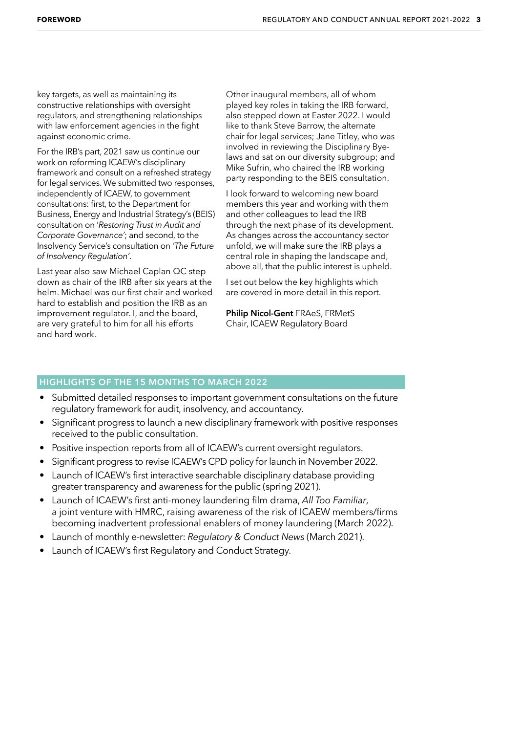key targets, as well as maintaining its constructive relationships with oversight regulators, and strengthening relationships with law enforcement agencies in the fight against economic crime.

For the IRB's part, 2021 saw us continue our work on reforming ICAEW's disciplinary framework and consult on a refreshed strategy for legal services. We submitted two responses, independently of ICAEW, to government consultations: first, to the Department for Business, Energy and Industrial Strategy's (BEIS) consultation on '*Restoring Trust in Audit and Corporate Governance*'; and second, to the Insolvency Service's consultation on *'The Future of Insolvency Regulation'*.

Last year also saw Michael Caplan QC step down as chair of the IRB after six years at the helm. Michael was our first chair and worked hard to establish and position the IRB as an improvement regulator. I, and the board, are very grateful to him for all his efforts and hard work.

Other inaugural members, all of whom played key roles in taking the IRB forward, also stepped down at Easter 2022. I would like to thank Steve Barrow, the alternate chair for legal services; Jane Titley, who was involved in reviewing the Disciplinary Bye-laws and sat on our diversity subgroup; and Mike Sufrin, who chaired the IRB working party responding to the BEIS consultation.

I look forward to welcoming new board members this year and working with them and other colleagues to lead the IRB through the next phase of its development. As changes across the accountancy sector unfold, we will make sure the IRB plays a central role in shaping the landscape and, above all, that the public interest is upheld.

I set out below the key highlights which are covered in more detail in this report.

**Philip Nicol-Gent** FRAeS, FRMetS
Chair, ICAEW Regulatory Board

## HIGHLIGHTS OF THE 15 MONTHS TO MARCH 2022

- Submitted detailed responses to important government consultations on the future regulatory framework for audit, insolvency, and accountancy.
- Significant progress to launch a new disciplinary framework with positive responses received to the public consultation.
- Positive inspection reports from all of ICAEW's current oversight regulators.
- Significant progress to revise ICAEW's CPD policy for launch in November 2022.
- Launch of ICAEW's first interactive searchable disciplinary database providing greater transparency and awareness for the public (spring 2021).
- Launch of ICAEW's first anti-money laundering film drama, *All Too Familiar*, a joint venture with HMRC, raising awareness of the risk of ICAEW members/firms becoming inadvertent professional enablers of money laundering (March 2022).
- Launch of monthly e-newsletter: *Regulatory & Conduct News* (March 2021).
- Launch of ICAEW's first Regulatory and Conduct Strategy.